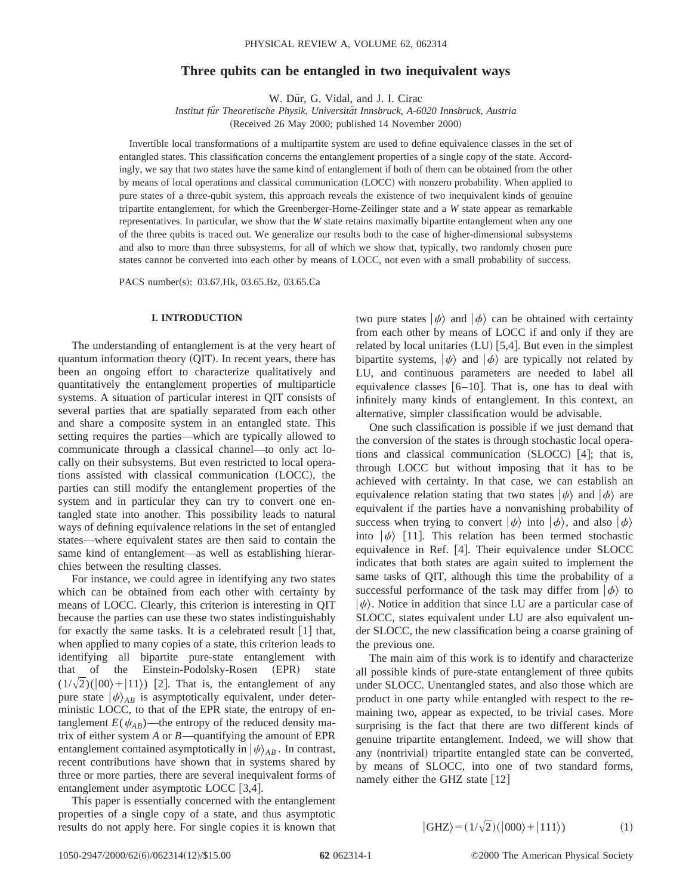# Three qubits can be entangled in two inequivalent ways

W. Dür, G. Vidal, and J. I. Cirac

*Institut für Theoretische Physik, Universität Innsbruck, A-6020 Innsbruck, Austria*

(Received 26 May 2000; published 14 November 2000)

Invertible local transformations of a multipartite system are used to define equivalence classes in the set of entangled states. This classification concerns the entanglement properties of a single copy of the state. Accordingly, we say that two states have the same kind of entanglement if both of them can be obtained from the other by means of local operations and classical communication (LOCC) with nonzero probability. When applied to pure states of a three-qubit system, this approach reveals the existence of two inequivalent kinds of genuine tripartite entanglement, for which the Greenberger-Horne-Zeilinger state and a $W$ state appear as remarkable representatives. In particular, we show that the $W$ state retains maximally bipartite entanglement when any one of the three qubits is traced out. We generalize our results both to the case of higher-dimensional subsystems and also to more than three subsystems, for all of which we show that, typically, two randomly chosen pure states cannot be converted into each other by means of LOCC, not even with a small probability of success.

PACS number(s): 03.67.Hk, 03.65.Bz, 03.65.Ca

## I. INTRODUCTION

The understanding of entanglement is at the very heart of quantum information theory (QIT). In recent years, there has been an ongoing effort to characterize qualitatively and quantitatively the entanglement properties of multiparticle systems. A situation of particular interest in QIT consists of several parties that are spatially separated from each other and share a composite system in an entangled state. This setting requires the parties—which are typically allowed to communicate through a classical channel—to only act locally on their subsystems. But even restricted to local operations assisted with classical communication (LOCC), the parties can still modify the entanglement properties of the system and in particular they can try to convert one entangled state into another. This possibility leads to natural ways of defining equivalence relations in the set of entangled states—where equivalent states are then said to contain the same kind of entanglement—as well as establishing hierarchies between the resulting classes.

For instance, we could agree in identifying any two states which can be obtained from each other with certainty by means of LOCC. Clearly, this criterion is interesting in QIT because the parties can use these two states indistinguishably for exactly the same tasks. It is a celebrated result [1] that, when applied to many copies of a state, this criterion leads to identifying all bipartite pure-state entanglement with that of the Einstein-Podolsky-Rosen (EPR) state $(1/\sqrt{2})(|00\rangle+|11\rangle)$ [2]. That is, the entanglement of any pure state $|\psi\rangle_{AB}$ is asymptotically equivalent, under deterministic LOCC, to that of the EPR state, the entropy of entanglement $E(\psi_{AB})$—the entropy of the reduced density matrix of either system $A$ or $B$—quantifying the amount of EPR entanglement contained asymptotically in $|\psi\rangle_{AB}$. In contrast, recent contributions have shown that in systems shared by three or more parties, there are several inequivalent forms of entanglement under asymptotic LOCC [3,4].

This paper is essentially concerned with the entanglement properties of a single copy of a state, and thus asymptotic results do not apply here. For single copies it is known that two pure states $|\psi\rangle$ and $|\phi\rangle$ can be obtained with certainty from each other by means of LOCC if and only if they are related by local unitaries (LU) [5,4]. But even in the simplest bipartite systems, $|\psi\rangle$ and $|\phi\rangle$ are typically not related by LU, and continuous parameters are needed to label all equivalence classes [6–10]. That is, one has to deal with infinitely many kinds of entanglement. In this context, an alternative, simpler classification would be advisable.

One such classification is possible if we just demand that the conversion of the states is through stochastic local operations and classical communication (SLOCC) [4]; that is, through LOCC but without imposing that it has to be achieved with certainty. In that case, we can establish an equivalence relation stating that two states $|\psi\rangle$ and $|\phi\rangle$ are equivalent if the parties have a nonvanishing probability of success when trying to convert $|\psi\rangle$ into $|\phi\rangle$, and also $|\phi\rangle$ into $|\psi\rangle$ [11]. This relation has been termed stochastic equivalence in Ref. [4]. Their equivalence under SLOCC indicates that both states are again suited to implement the same tasks of QIT, although this time the probability of a successful performance of the task may differ from $|\phi\rangle$ to $|\psi\rangle$. Notice in addition that since LU are a particular case of SLOCC, states equivalent under LU are also equivalent under SLOCC, the new classification being a coarse graining of the previous one.

The main aim of this work is to identify and characterize all possible kinds of pure-state entanglement of three qubits under SLOCC. Unentangled states, and also those which are product in one party while entangled with respect to the remaining two, appear as expected, to be trivial cases. More surprising is the fact that there are two different kinds of genuine tripartite entanglement. Indeed, we will show that any (nontrivial) tripartite entangled state can be converted, by means of SLOCC, into one of two standard forms, namely either the GHZ state [12]

$$|\mathrm{GHZ}\rangle=(1/\sqrt{2})(|000\rangle+|111\rangle) \tag{1}$$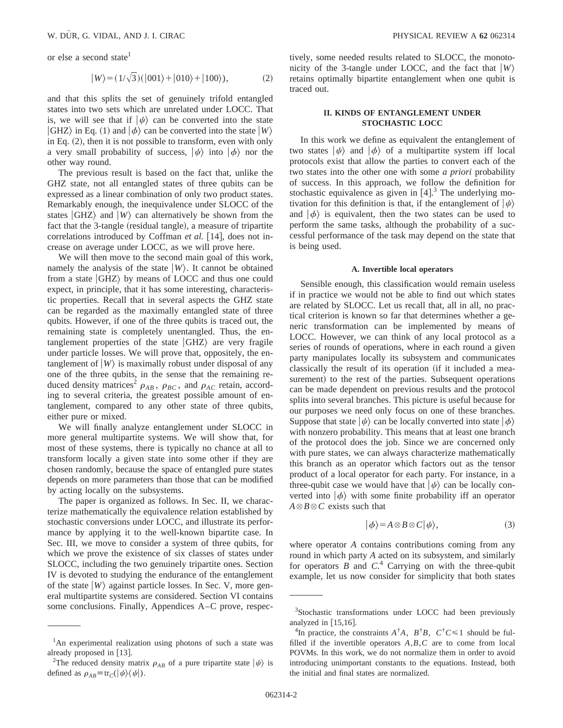or else a second state[1]

$$|W\rangle = (1/\sqrt{3})(|001\rangle + |010\rangle + |100\rangle), \tag{2}$$

and that this splits the set of genuinely trifold entangled states into two sets which are unrelated under LOCC. That is, we will see that if $|\psi\rangle$ can be converted into the state $|\mathrm{GHZ}\rangle$ in Eq. (1) and $|\phi\rangle$ can be converted into the state $|W\rangle$ in Eq. (2), then it is not possible to transform, even with only a very small probability of success, $|\psi\rangle$ into $|\phi\rangle$ nor the other way round.

The previous result is based on the fact that, unlike the GHZ state, not all entangled states of three qubits can be expressed as a linear combination of only two product states. Remarkably enough, the inequivalence under SLOCC of the states $|\mathrm{GHZ}\rangle$ and $|W\rangle$ can alternatively be shown from the fact that the 3-tangle (residual tangle), a measure of tripartite correlations introduced by Coffman *et al.* [14], does not increase on average under LOCC, as we will prove here.

We will then move to the second main goal of this work, namely the analysis of the state $|W\rangle$. It cannot be obtained from a state $|\mathrm{GHZ}\rangle$ by means of LOCC and thus one could expect, in principle, that it has some interesting, characteristic properties. Recall that in several aspects the GHZ state can be regarded as the maximally entangled state of three qubits. However, if one of the three qubits is traced out, the remaining state is completely unentangled. Thus, the entanglement properties of the state $|\mathrm{GHZ}\rangle$ are very fragile under particle losses. We will prove that, oppositely, the entanglement of $|W\rangle$ is maximally robust under disposal of any one of the three qubits, in the sense that the remaining reduced density matrices[2] $\rho_{AB}$, $\rho_{BC}$, and $\rho_{AC}$ retain, according to several criteria, the greatest possible amount of entanglement, compared to any other state of three qubits, either pure or mixed.

We will finally analyze entanglement under SLOCC in more general multipartite systems. We will show that, for most of these systems, there is typically no chance at all to transform locally a given state into some other if they are chosen randomly, because the space of entangled pure states depends on more parameters than those that can be modified by acting locally on the subsystems.

The paper is organized as follows. In Sec. II, we characterize mathematically the equivalence relation established by stochastic conversions under LOCC, and illustrate its performance by applying it to the well-known bipartite case. In Sec. III, we move to consider a system of three qubits, for which we prove the existence of six classes of states under SLOCC, including the two genuinely tripartite ones. Section IV is devoted to studying the endurance of the entanglement of the state $|W\rangle$ against particle losses. In Sec. V, more general multipartite systems are considered. Section VI contains some conclusions. Finally, Appendices A–C prove, respectively, some needed results related to SLOCC, the monotonicity of the 3-tangle under LOCC, and the fact that $|W\rangle$ retains optimally bipartite entanglement when one qubit is traced out.

## II. KINDS OF ENTANGLEMENT UNDER STOCHASTIC LOCC

In this work we define as equivalent the entanglement of two states $|\psi\rangle$ and $|\phi\rangle$ of a multipartite system iff local protocols exist that allow the parties to convert each of the two states into the other one with some *a priori* probability of success. In this approach, we follow the definition for stochastic equivalence as given in [4].[3] The underlying motivation for this definition is that, if the entanglement of $|\psi\rangle$ and $|\phi\rangle$ is equivalent, then the two states can be used to perform the same tasks, although the probability of a successful performance of the task may depend on the state that is being used.

### A. Invertible local operators

Sensible enough, this classification would remain useless if in practice we would not be able to find out which states are related by SLOCC. Let us recall that, all in all, no practical criterion is known so far that determines whether a generic transformation can be implemented by means of LOCC. However, we can think of any local protocol as a series of rounds of operations, where in each round a given party manipulates locally its subsystem and communicates classically the result of its operation (if it included a measurement) to the rest of the parties. Subsequent operations can be made dependent on previous results and the protocol splits into several branches. This picture is useful because for our purposes we need only focus on one of these branches. Suppose that state $|\psi\rangle$ can be locally converted into state $|\phi\rangle$ with nonzero probability. This means that at least one branch of the protocol does the job. Since we are concerned only with pure states, we can always characterize mathematically this branch as an operator which factors out as the tensor product of a local operator for each party. For instance, in a three-qubit case we would have that $|\psi\rangle$ can be locally converted into $|\phi\rangle$ with some finite probability iff an operator $A\otimes B\otimes C$ exists such that

$$|\phi\rangle = A\otimes B\otimes C|\psi\rangle, \tag{3}$$

where operator $A$ contains contributions coming from any round in which party $A$ acted on its subsystem, and similarly for operators $B$ and $C$.[4] Carrying on with the three-qubit example, let us now consider for simplicity that both states

---

[1] An experimental realization using photons of such a state was already proposed in [13].

[2] The reduced density matrix $\rho_{AB}$ of a pure tripartite state $|\psi\rangle$ is defined as $\rho_{AB} \equiv \mathrm{tr}_C(|\psi\rangle\langle\psi|)$.

[3] Stochastic transformations under LOCC had been previously analyzed in [15,16].

[4] In practice, the constraints $A^\dagger A,\ B^\dagger B,\ C^\dagger C \leq 1$ should be fulfilled if the invertible operators $A,B,C$ are to come from local POVMs. In this work, we do not normalize them in order to avoid introducing unimportant constants to the equations. Instead, both the initial and final states are normalized.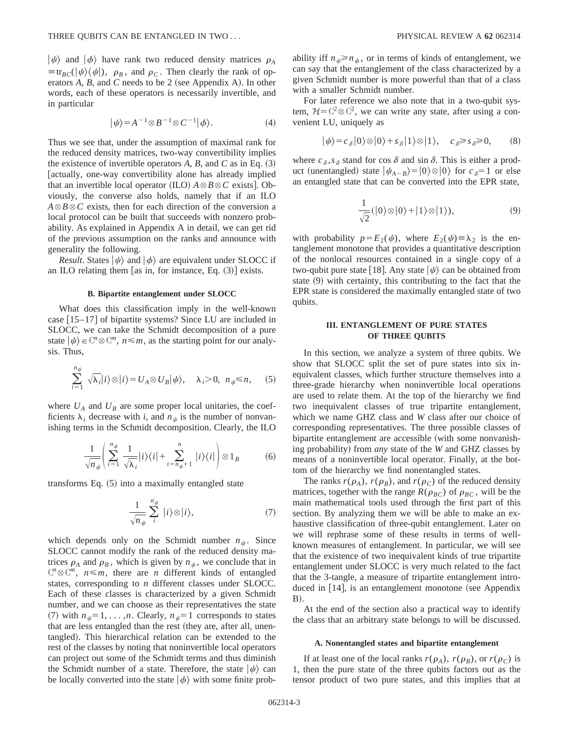$|\psi\rangle$ and $|\phi\rangle$ have rank two reduced density matrices $\rho_A \equiv \text{tr}_{BC}(|\psi\rangle\langle\psi|)$, $\rho_B$, and $\rho_C$. Then clearly the rank of operators $A$, $B$, and $C$ needs to be 2 (see Appendix A). In other words, each of these operators is necessarily invertible, and in particular

$$|\psi\rangle = A^{-1}\otimes B^{-1}\otimes C^{-1}|\phi\rangle. \tag{4}$$

Thus we see that, under the assumption of maximal rank for the reduced density matrices, two-way convertibility implies the existence of invertible operators $A$, $B$, and $C$ as in Eq. (3) [actually, one-way convertibility alone has already implied that an invertible local operator (ILO) $A\otimes B\otimes C$ exists]. Obviously, the converse also holds, namely that if an ILO $A\otimes B\otimes C$ exists, then for each direction of the conversion a local protocol can be built that succeeds with nonzero probability. As explained in Appendix A in detail, we can get rid of the previous assumption on the ranks and announce with generality the following.

*Result*. States $|\psi\rangle$ and $|\phi\rangle$ are equivalent under SLOCC if an ILO relating them [as in, for instance, Eq. (3)] exists.

### B. Bipartite entanglement under SLOCC

What does this classification imply in the well-known case [15–17] of bipartite systems? Since LU are included in SLOCC, we can take the Schmidt decomposition of a pure state $|\psi\rangle \in \mathbb{C}^n\otimes\mathbb{C}^m$, $n\leq m$, as the starting point for our analysis. Thus,

$$\sum_{i=1}^{n_\psi} \sqrt{\lambda_i}|i\rangle\otimes|i\rangle = U_A\otimes U_B|\psi\rangle, \quad \lambda_i>0, \; n_\psi\leq n, \tag{5}$$

where $U_A$ and $U_B$ are some proper local unitaries, the coefficients $\lambda_i$ decrease with $i$, and $n_\psi$ is the number of nonvanishing terms in the Schmidt decomposition. Clearly, the ILO

$$\frac{1}{\sqrt{n_\psi}}\left(\sum_{i=1}^{n_\psi}\frac{1}{\sqrt{\lambda_i}}|i\rangle\langle i| + \sum_{i=n_\psi+1}^{n}|i\rangle\langle i|\right)\otimes 1_B \tag{6}$$

transforms Eq. (5) into a maximally entangled state

$$\frac{1}{\sqrt{n_\psi}}\sum_{i}^{n_\psi}|i\rangle\otimes|i\rangle, \tag{7}$$

which depends only on the Schmidt number $n_\psi$. Since SLOCC cannot modify the rank of the reduced density matrices $\rho_A$ and $\rho_B$, which is given by $n_\psi$, we conclude that in $\mathbb{C}^n\otimes\mathbb{C}^m$, $n\leq m$, there are $n$ different kinds of entangled states, corresponding to $n$ different classes under SLOCC. Each of these classes is characterized by a given Schmidt number, and we can choose as their representatives the state (7) with $n_\psi = 1,\ldots,n$. Clearly, $n_\psi=1$ corresponds to states that are less entangled than the rest (they are, after all, unentangled). This hierarchical relation can be extended to the rest of the classes by noting that noninvertible local operators can project out some of the Schmidt terms and thus diminish the Schmidt number of a state. Therefore, the state $|\psi\rangle$ can be locally converted into the state $|\phi\rangle$ with some finite probability iff $n_\psi\geq n_\phi$, or in terms of kinds of entanglement, we can say that the entanglement of the class characterized by a given Schmidt number is more powerful than that of a class with a smaller Schmidt number.

For later reference we also note that in a two-qubit system, $\mathcal{H}=\mathbb{C}^2\otimes\mathbb{C}^2$, we can write any state, after using a convenient LU, uniquely as

$$|\psi\rangle = c_\delta|0\rangle\otimes|0\rangle + s_\delta|1\rangle\otimes|1\rangle, \quad c_\delta\geq s_\delta\geq 0, \tag{8}$$

where $c_\delta, s_\delta$ stand for $\cos\delta$ and $\sin\delta$. This is either a product (unentangled) state $|\psi_{A-B}\rangle = |0\rangle\otimes|0\rangle$ for $c_\delta=1$ or else an entangled state that can be converted into the EPR state,

$$\frac{1}{\sqrt{2}}(|0\rangle\otimes|0\rangle + |1\rangle\otimes|1\rangle), \tag{9}$$

with probability $p=E_2(\psi)$, where $E_2(\psi)\equiv\lambda_2$ is the entanglement monotone that provides a quantitative description of the nonlocal resources contained in a single copy of a two-qubit pure state [18]. Any state $|\psi\rangle$ can be obtained from state (9) with certainty, this contributing to the fact that the EPR state is considered the maximally entangled state of two qubits.

## III. ENTANGLEMENT OF PURE STATES OF THREE QUBITS

In this section, we analyze a system of three qubits. We show that SLOCC split the set of pure states into six inequivalent classes, which further structure themselves into a three-grade hierarchy when noninvertible local operations are used to relate them. At the top of the hierarchy we find two inequivalent classes of true tripartite entanglement, which we name GHZ class and $W$ class after our choice of corresponding representatives. The three possible classes of bipartite entanglement are accessible (with some nonvanishing probability) from *any* state of the $W$ and GHZ classes by means of a noninvertible local operator. Finally, at the bottom of the hierarchy we find nonentangled states.

The ranks $r(\rho_A)$, $r(\rho_B)$, and $r(\rho_C)$ of the reduced density matrices, together with the range $R(\rho_{BC})$ of $\rho_{BC}$, will be the main mathematical tools used through the first part of this section. By analyzing them we will be able to make an exhaustive classification of three-qubit entanglement. Later on we will rephrase some of these results in terms of well-known measures of entanglement. In particular, we will see that the existence of two inequivalent kinds of true tripartite entanglement under SLOCC is very much related to the fact that the 3-tangle, a measure of tripartite entanglement introduced in [14], is an entanglement monotone (see Appendix B).

At the end of the section also a practical way to identify the class that an arbitrary state belongs to will be discussed.

### A. Nonentangled states and bipartite entanglement

If at least one of the local ranks $r(\rho_A)$, $r(\rho_B)$, or $r(\rho_C)$ is 1, then the pure state of the three qubits factors out as the tensor product of two pure states, and this implies that at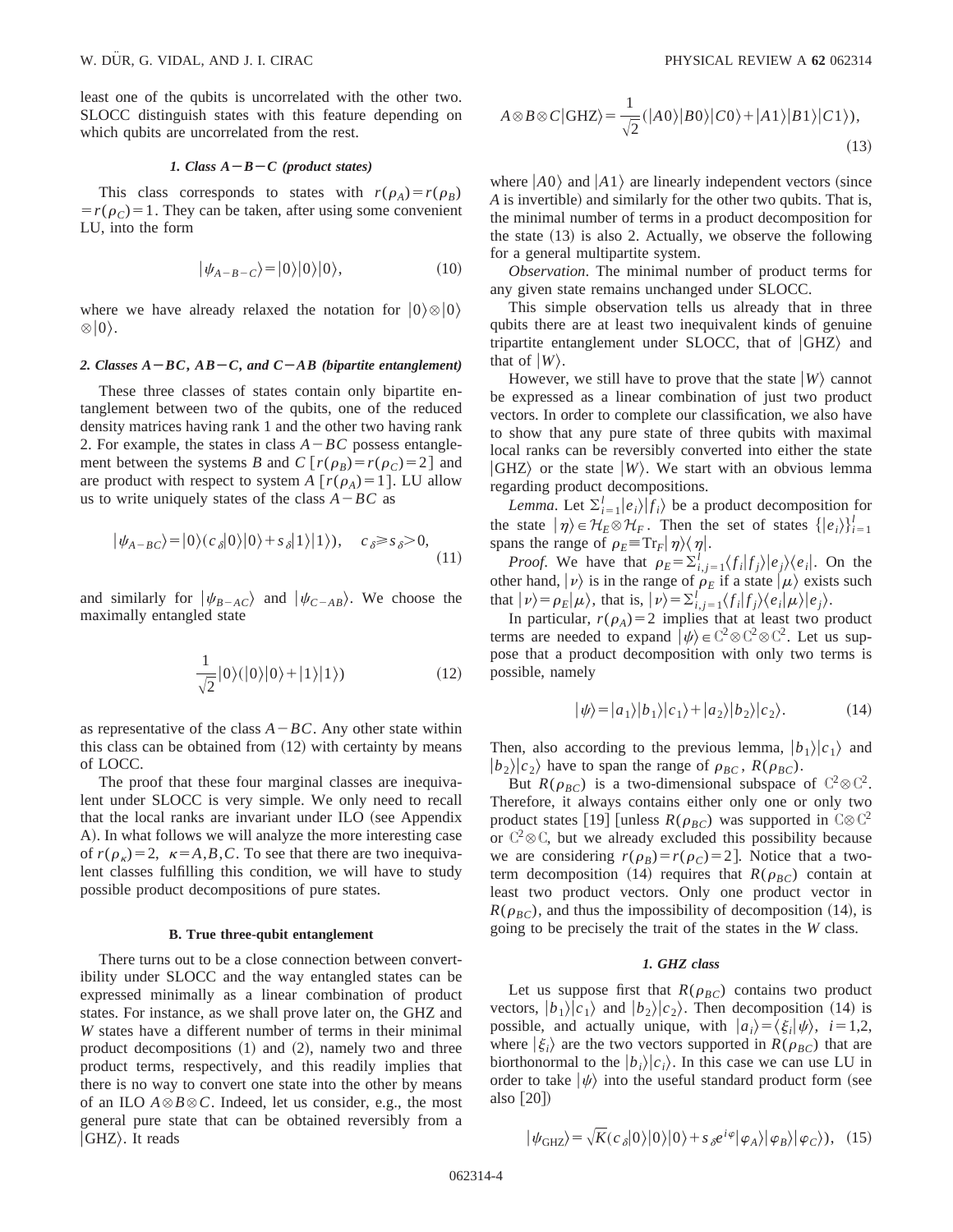least one of the qubits is uncorrelated with the other two. SLOCC distinguish states with this feature depending on which qubits are uncorrelated from the rest.

#### 1. Class $A-B-C$ (product states)

This class corresponds to states with $r(\rho_A)=r(\rho_B)=r(\rho_C)=1$. They can be taken, after using some convenient LU, into the form

$$|\psi_{A-B-C}\rangle = |0\rangle|0\rangle|0\rangle, \tag{10}$$

where we have already relaxed the notation for $|0\rangle\otimes|0\rangle\otimes|0\rangle$.

#### 2. Classes $A-BC$, $AB-C$, and $C-AB$ (bipartite entanglement)

These three classes of states contain only bipartite entanglement between two of the qubits, one of the reduced density matrices having rank 1 and the other two having rank 2. For example, the states in class $A-BC$ possess entanglement between the systems $B$ and $C$ $[r(\rho_B)=r(\rho_C)=2]$ and are product with respect to system $A$ $[r(\rho_A)=1]$. LU allow us to write uniquely states of the class $A-BC$ as

$$|\psi_{A-BC}\rangle = |0\rangle(c_\delta|0\rangle|0\rangle + s_\delta|1\rangle|1\rangle), \quad c_\delta \geq s_\delta > 0, \tag{11}$$

and similarly for $|\psi_{B-AC}\rangle$ and $|\psi_{C-AB}\rangle$. We choose the maximally entangled state

$$\frac{1}{\sqrt{2}}|0\rangle(|0\rangle|0\rangle + |1\rangle|1\rangle) \tag{12}$$

as representative of the class $A-BC$. Any other state within this class can be obtained from (12) with certainty by means of LOCC.

The proof that these four marginal classes are inequivalent under SLOCC is very simple. We only need to recall that the local ranks are invariant under ILO (see Appendix A). In what follows we will analyze the more interesting case of $r(\rho_\kappa)=2$, $\kappa=A,B,C$. To see that there are two inequivalent classes fulfilling this condition, we will have to study possible product decompositions of pure states.

### B. True three-qubit entanglement

There turns out to be a close connection between convertibility under SLOCC and the way entangled states can be expressed minimally as a linear combination of product states. For instance, as we shall prove later on, the GHZ and $W$ states have a different number of terms in their minimal product decompositions (1) and (2), namely two and three product terms, respectively, and this readily implies that there is no way to convert one state into the other by means of an ILO $A\otimes B\otimes C$. Indeed, let us consider, e.g., the most general pure state that can be obtained reversibly from a $|\mathrm{GHZ}\rangle$. It reads

$$A\otimes B\otimes C|\mathrm{GHZ}\rangle = \frac{1}{\sqrt{2}}(|A0\rangle|B0\rangle|C0\rangle + |A1\rangle|B1\rangle|C1\rangle), \tag{13}$$

where $|A0\rangle$ and $|A1\rangle$ are linearly independent vectors (since $A$ is invertible) and similarly for the other two qubits. That is, the minimal number of terms in a product decomposition for the state (13) is also 2. Actually, we observe the following for a general multipartite system.

*Observation*. The minimal number of product terms for any given state remains unchanged under SLOCC.

This simple observation tells us already that in three qubits there are at least two inequivalent kinds of genuine tripartite entanglement under SLOCC, that of $|\mathrm{GHZ}\rangle$ and that of $|W\rangle$.

However, we still have to prove that the state $|W\rangle$ cannot be expressed as a linear combination of just two product vectors. In order to complete our classification, we also have to show that any pure state of three qubits with maximal local ranks can be reversibly converted into either the state $|\mathrm{GHZ}\rangle$ or the state $|W\rangle$. We start with an obvious lemma regarding product decompositions.

*Lemma*. Let $\sum_{i=1}^{l}|e_i\rangle|f_i\rangle$ be a product decomposition for the state $|\eta\rangle\in\mathcal{H}_E\otimes\mathcal{H}_F$. Then the set of states $\{|e_i\rangle\}_{i=1}^{l}$ spans the range of $\rho_E\equiv\mathrm{Tr}_F|\eta\rangle\langle\eta|$.

*Proof*. We have that $\rho_E=\sum_{i,j=1}^{l}\langle f_i|f_j\rangle|e_j\rangle\langle e_i|$. On the other hand, $|\nu\rangle$ is in the range of $\rho_E$ if a state $|\mu\rangle$ exists such that $|\nu\rangle=\rho_E|\mu\rangle$, that is, $|\nu\rangle=\sum_{i,j=1}^{l}\langle f_i|f_j\rangle\langle e_i|\mu\rangle|e_j\rangle$.

In particular, $r(\rho_A)=2$ implies that at least two product terms are needed to expand $|\psi\rangle\in\mathbb{C}^2\otimes\mathbb{C}^2\otimes\mathbb{C}^2$. Let us suppose that a product decomposition with only two terms is possible, namely

$$|\psi\rangle = |a_1\rangle|b_1\rangle|c_1\rangle + |a_2\rangle|b_2\rangle|c_2\rangle. \tag{14}$$

Then, also according to the previous lemma, $|b_1\rangle|c_1\rangle$ and $|b_2\rangle|c_2\rangle$ have to span the range of $\rho_{BC}$, $R(\rho_{BC})$.

But $R(\rho_{BC})$ is a two-dimensional subspace of $\mathbb{C}^2\otimes\mathbb{C}^2$. Therefore, it always contains either only one or only two product states [19] [unless $R(\rho_{BC})$ was supported in $\mathbb{C}\otimes\mathbb{C}^2$ or $\mathbb{C}^2\otimes\mathbb{C}$, but we already excluded this possibility because we are considering $r(\rho_B)=r(\rho_C)=2$]. Notice that a two-term decomposition (14) requires that $R(\rho_{BC})$ contain at least two product vectors. Only one product vector in $R(\rho_{BC})$, and thus the impossibility of decomposition (14), is going to be precisely the trait of the states in the $W$ class.

#### 1. GHZ class

Let us suppose first that $R(\rho_{BC})$ contains two product vectors, $|b_1\rangle|c_1\rangle$ and $|b_2\rangle|c_2\rangle$. Then decomposition (14) is possible, and actually unique, with $|a_i\rangle=\langle\xi_i|\psi\rangle$, $i=1,2$, where $|\xi_i\rangle$ are the two vectors supported in $R(\rho_{BC})$ that are biorthonormal to the $|b_i\rangle|c_i\rangle$. In this case we can use LU in order to take $|\psi\rangle$ into the useful standard product form (see also [20])

$$|\psi_{\mathrm{GHZ}}\rangle = \sqrt{K}(c_\delta|0\rangle|0\rangle|0\rangle + s_\delta e^{i\varphi}|\varphi_A\rangle|\varphi_B\rangle|\varphi_C\rangle), \tag{15}$$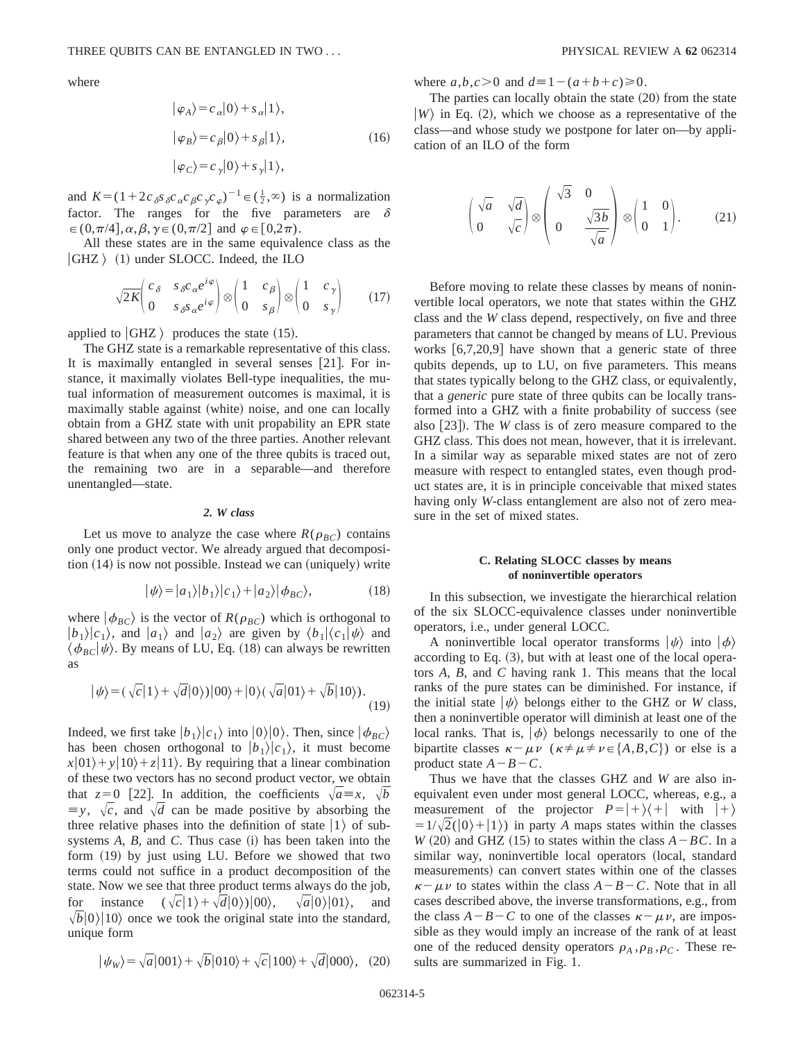where

$$
\begin{aligned}
|\varphi_A\rangle &= c_\alpha|0\rangle + s_\alpha|1\rangle,\\
|\varphi_B\rangle &= c_\beta|0\rangle + s_\beta|1\rangle, \qquad (16)\\
|\varphi_C\rangle &= c_\gamma|0\rangle + s_\gamma|1\rangle,
\end{aligned}
$$

and $K = (1 + 2c_\delta s_\delta c_\alpha c_\beta c_\gamma c_\varphi)^{-1} \in (\frac{1}{2}, \infty)$ is a normalization factor. The ranges for the five parameters are $\delta \in (0, \pi/4], \alpha, \beta, \gamma \in (0, \pi/2]$ and $\varphi \in [0, 2\pi)$.

All these states are in the same equivalence class as the $|\mathrm{GHZ}\rangle$ (1) under SLOCC. Indeed, the ILO

$$
\sqrt{2K}\begin{pmatrix} c_\delta & s_\delta c_\alpha e^{i\varphi} \\ 0 & s_\delta s_\alpha e^{i\varphi} \end{pmatrix} \otimes \begin{pmatrix} 1 & c_\beta \\ 0 & s_\beta \end{pmatrix} \otimes \begin{pmatrix} 1 & c_\gamma \\ 0 & s_\gamma \end{pmatrix} \qquad (17)
$$

applied to $|\mathrm{GHZ}\rangle$ produces the state (15).

The GHZ state is a remarkable representative of this class. It is maximally entangled in several senses [21]. For instance, it maximally violates Bell-type inequalities, the mutual information of measurement outcomes is maximal, it is maximally stable against (white) noise, and one can locally obtain from a GHZ state with unit propability an EPR state shared between any two of the three parties. Another relevant feature is that when any one of the three qubits is traced out, the remaining two are in a separable—and therefore unentangled—state.

#### 2. *W* class

Let us move to analyze the case where $R(\rho_{BC})$ contains only one product vector. We already argued that decomposition (14) is now not possible. Instead we can (uniquely) write

$$
|\psi\rangle = |a_1\rangle|b_1\rangle|c_1\rangle + |a_2\rangle|\phi_{BC}\rangle, \qquad (18)
$$

where $|\phi_{BC}\rangle$ is the vector of $R(\rho_{BC})$ which is orthogonal to $|b_1\rangle|c_1\rangle$, and $|a_1\rangle$ and $|a_2\rangle$ are given by $\langle b_1|\langle c_1|\psi\rangle$ and $\langle\phi_{BC}|\psi\rangle$. By means of LU, Eq. (18) can always be rewritten as

$$
|\psi\rangle = (\sqrt{c}|1\rangle + \sqrt{d}|0\rangle)|00\rangle + |0\rangle(\sqrt{a}|01\rangle + \sqrt{b}|10\rangle). \qquad (19)
$$

Indeed, we first take $|b_1\rangle|c_1\rangle$ into $|0\rangle|0\rangle$. Then, since $|\phi_{BC}\rangle$ has been chosen orthogonal to $|b_1\rangle|c_1\rangle$, it must become $x|01\rangle + y|10\rangle + z|11\rangle$. By requiring that a linear combination of these two vectors has no second product vector, we obtain that $z = 0$ [22]. In addition, the coefficients $\sqrt{a} \equiv x$, $\sqrt{b} \equiv y$, $\sqrt{c}$, and $\sqrt{d}$ can be made positive by absorbing the three relative phases into the definition of state $|1\rangle$ of subsystems $A$, $B$, and $C$. Thus case (i) has been taken into the form (19) by just using LU. Before we showed that two terms could not suffice in a product decomposition of the state. Now we see that three product terms always do the job, for instance $(\sqrt{c}|1\rangle + \sqrt{d}|0\rangle)|00\rangle$, $\sqrt{a}|0\rangle|01\rangle$, and $\sqrt{b}|0\rangle|10\rangle$ once we took the original state into the standard, unique form

$$
|\psi_W\rangle = \sqrt{a}|001\rangle + \sqrt{b}|010\rangle + \sqrt{c}|100\rangle + \sqrt{d}|000\rangle, \quad (20)
$$

where $a, b, c > 0$ and $d \equiv 1 - (a + b + c) \geq 0$.

The parties can locally obtain the state (20) from the state $|W\rangle$ in Eq. (2), which we choose as a representative of the class—and whose study we postpone for later on—by application of an ILO of the form

$$
\begin{pmatrix} \sqrt{a} & \sqrt{d} \\ 0 & \sqrt{c} \end{pmatrix} \otimes \begin{pmatrix} \sqrt{3} & 0 \\ 0 & \dfrac{\sqrt{3b}}{\sqrt{a}} \end{pmatrix} \otimes \begin{pmatrix} 1 & 0 \\ 0 & 1 \end{pmatrix}. \qquad (21)
$$

Before moving to relate these classes by means of noninvertible local operators, we note that states within the GHZ class and the *W* class depend, respectively, on five and three parameters that cannot be changed by means of LU. Previous works [6,7,20,9] have shown that a generic state of three qubits depends, up to LU, on five parameters. This means that states typically belong to the GHZ class, or equivalently, that a *generic* pure state of three qubits can be locally transformed into a GHZ with a finite probability of success (see also [23]). The *W* class is of zero measure compared to the GHZ class. This does not mean, however, that it is irrelevant. In a similar way as separable mixed states are not of zero measure with respect to entangled states, even though product states are, it is in principle conceivable that mixed states having only *W*-class entanglement are also not of zero measure in the set of mixed states.

### C. Relating SLOCC classes by means of noninvertible operators

In this subsection, we investigate the hierarchical relation of the six SLOCC-equivalence classes under noninvertible operators, i.e., under general LOCC.

A noninvertible local operator transforms $|\psi\rangle$ into $|\phi\rangle$ according to Eq. (3), but with at least one of the local operators $A$, $B$, and $C$ having rank 1. This means that the local ranks of the pure states can be diminished. For instance, if the initial state $|\psi\rangle$ belongs either to the GHZ or *W* class, then a noninvertible operator will diminish at least one of the local ranks. That is, $|\phi\rangle$ belongs necessarily to one of the bipartite classes $\kappa - \mu\nu$ $(\kappa \neq \mu \neq \nu \in \{A, B, C\})$ or else is a product state $A - B - C$.

Thus we have that the classes GHZ and *W* are also inequivalent even under most general LOCC, whereas, e.g., a measurement of the projector $P = |+\rangle\langle+|$ with $|+\rangle = 1/\sqrt{2}(|0\rangle + |1\rangle)$ in party $A$ maps states within the classes *W* (20) and GHZ (15) to states within the class $A - BC$. In a similar way, noninvertible local operators (local, standard measurements) can convert states within one of the classes $\kappa - \mu\nu$ to states within the class $A - B - C$. Note that in all cases described above, the inverse transformations, e.g., from the class $A - B - C$ to one of the classes $\kappa - \mu\nu$, are impossible as they would imply an increase of the rank of at least one of the reduced density operators $\rho_A, \rho_B, \rho_C$. These results are summarized in Fig. 1.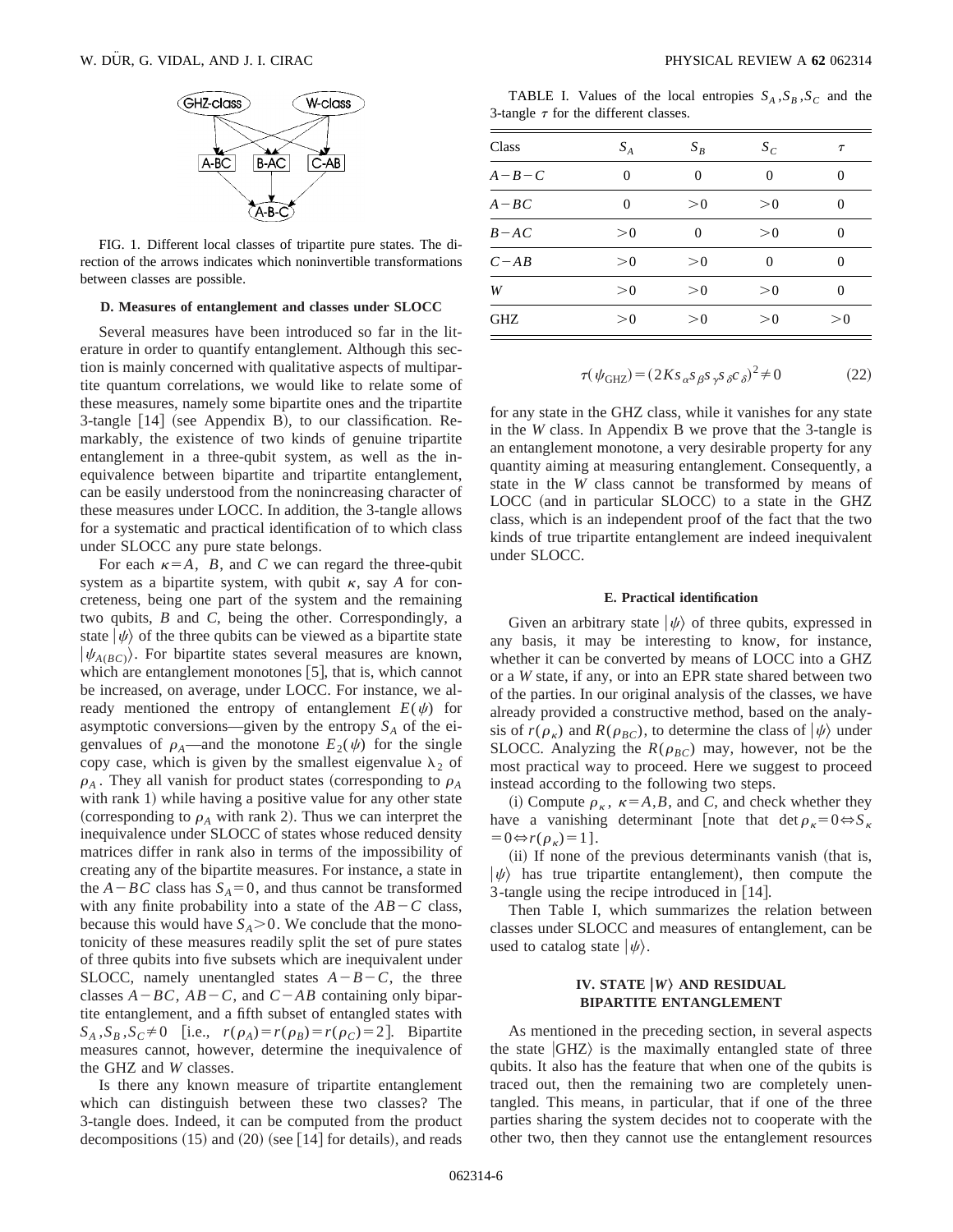FIG. 1. Different local classes of tripartite pure states. The direction of the arrows indicates which noninvertible transformations between classes are possible.

### D. Measures of entanglement and classes under SLOCC

Several measures have been introduced so far in the literature in order to quantify entanglement. Although this section is mainly concerned with qualitative aspects of multipartite quantum correlations, we would like to relate some of these measures, namely some bipartite ones and the tripartite 3-tangle [14] (see Appendix B), to our classification. Remarkably, the existence of two kinds of genuine tripartite entanglement in a three-qubit system, as well as the inequivalence between bipartite and tripartite entanglement, can be easily understood from the nonincreasing character of these measures under LOCC. In addition, the 3-tangle allows for a systematic and practical identification of to which class under SLOCC any pure state belongs.

For each $\kappa = A$, $B$, and $C$ we can regard the three-qubit system as a bipartite system, with qubit $\kappa$, say $A$ for concreteness, being one part of the system and the remaining two qubits, $B$ and $C$, being the other. Correspondingly, a state $|\psi\rangle$ of the three qubits can be viewed as a bipartite state $|\psi_{A(BC)}\rangle$. For bipartite states several measures are known, which are entanglement monotones [5], that is, which cannot be increased, on average, under LOCC. For instance, we already mentioned the entropy of entanglement $E(\psi)$ for asymptotic conversions—given by the entropy $S_A$ of the eigenvalues of $\rho_A$—and the monotone $E_2(\psi)$ for the single copy case, which is given by the smallest eigenvalue $\lambda_2$ of $\rho_A$. They all vanish for product states (corresponding to $\rho_A$ with rank 1) while having a positive value for any other state (corresponding to $\rho_A$ with rank 2). Thus we can interpret the inequivalence under SLOCC of states whose reduced density matrices differ in rank also in terms of the impossibility of creating any of the bipartite measures. For instance, a state in the $A-BC$ class has $S_A = 0$, and thus cannot be transformed with any finite probability into a state of the $AB-C$ class, because this would have $S_A > 0$. We conclude that the monotonicity of these measures readily split the set of pure states of three qubits into five subsets which are inequivalent under SLOCC, namely unentangled states $A-B-C$, the three classes $A-BC$, $AB-C$, and $C-AB$ containing only bipartite entanglement, and a fifth subset of entangled states with $S_A, S_B, S_C \neq 0$ [i.e., $r(\rho_A) = r(\rho_B) = r(\rho_C) = 2$]. Bipartite measures cannot, however, determine the inequivalence of the GHZ and $W$ classes.

Is there any known measure of tripartite entanglement which can distinguish between these two classes? The 3-tangle does. Indeed, it can be computed from the product decompositions (15) and (20) (see [14] for details), and reads

TABLE I. Values of the local entropies $S_A, S_B, S_C$ and the 3-tangle $\tau$ for the different classes.

| Class | $S_A$ | $S_B$ | $S_C$ | $\tau$ |
|---|---|---|---|---|
| $A-B-C$ | 0 | 0 | 0 | 0 |
| $A-BC$ | 0 | $>0$ | $>0$ | 0 |
| $B-AC$ | $>0$ | 0 | $>0$ | 0 |
| $C-AB$ | $>0$ | $>0$ | 0 | 0 |
| $W$ | $>0$ | $>0$ | $>0$ | 0 |
| GHZ | $>0$ | $>0$ | $>0$ | $>0$ |

$$\tau(\psi_{\mathrm{GHZ}}) = (2K s_\alpha s_\beta s_\gamma s_\delta c_\delta)^2 \neq 0 \tag{22}$$

for any state in the GHZ class, while it vanishes for any state in the $W$ class. In Appendix B we prove that the 3-tangle is an entanglement monotone, a very desirable property for any quantity aiming at measuring entanglement. Consequently, a state in the $W$ class cannot be transformed by means of LOCC (and in particular SLOCC) to a state in the GHZ class, which is an independent proof of the fact that the two kinds of true tripartite entanglement are indeed inequivalent under SLOCC.

### E. Practical identification

Given an arbitrary state $|\psi\rangle$ of three qubits, expressed in any basis, it may be interesting to know, for instance, whether it can be converted by means of LOCC into a GHZ or a $W$ state, if any, or into an EPR state shared between two of the parties. In our original analysis of the classes, we have already provided a constructive method, based on the analysis of $r(\rho_\kappa)$ and $R(\rho_{BC})$, to determine the class of $|\psi\rangle$ under SLOCC. Analyzing the $R(\rho_{BC})$ may, however, not be the most practical way to proceed. Here we suggest to proceed instead according to the following two steps.

(i) Compute $\rho_\kappa$, $\kappa = A, B$, and $C$, and check whether they have a vanishing determinant [note that $\det \rho_\kappa = 0 \Leftrightarrow S_\kappa = 0 \Leftrightarrow r(\rho_\kappa) = 1$].

(ii) If none of the previous determinants vanish (that is, $|\psi\rangle$ has true tripartite entanglement), then compute the 3-tangle using the recipe introduced in [14].

Then Table I, which summarizes the relation between classes under SLOCC and measures of entanglement, can be used to catalog state $|\psi\rangle$.

## IV. STATE $|W\rangle$ AND RESIDUAL BIPARTITE ENTANGLEMENT

As mentioned in the preceding section, in several aspects the state $|\mathrm{GHZ}\rangle$ is the maximally entangled state of three qubits. It also has the feature that when one of the qubits is traced out, then the remaining two are completely unentangled. This means, in particular, that if one of the three parties sharing the system decides not to cooperate with the other two, then they cannot use the entanglement resources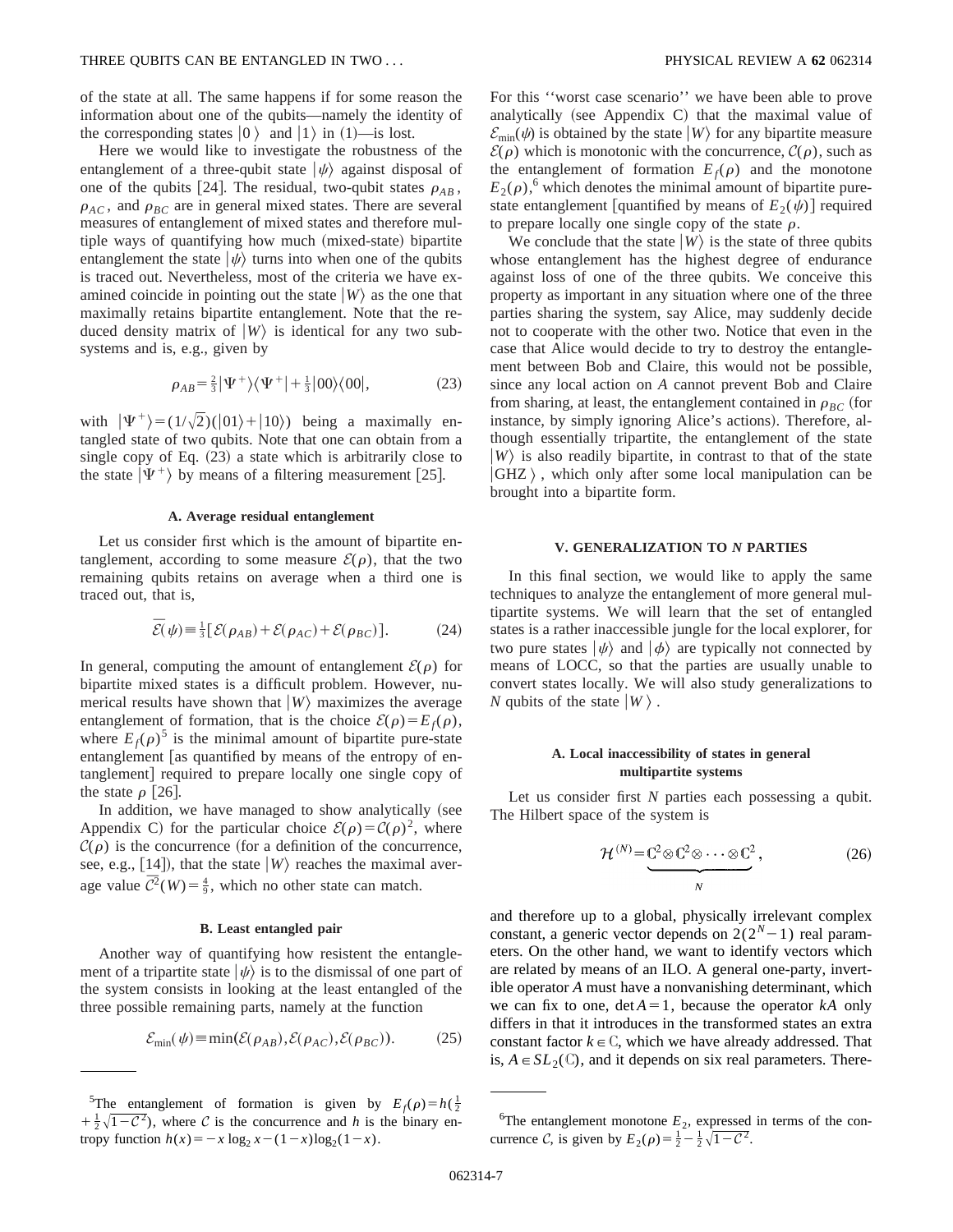of the state at all. The same happens if for some reason the information about one of the qubits—namely the identity of the corresponding states $|0\rangle$ and $|1\rangle$ in (1)—is lost.

Here we would like to investigate the robustness of the entanglement of a three-qubit state $|\psi\rangle$ against disposal of one of the qubits [24]. The residual, two-qubit states $\rho_{AB}$, $\rho_{AC}$, and $\rho_{BC}$ are in general mixed states. There are several measures of entanglement of mixed states and therefore multiple ways of quantifying how much (mixed-state) bipartite entanglement the state $|\psi\rangle$ turns into when one of the qubits is traced out. Nevertheless, most of the criteria we have examined coincide in pointing out the state $|W\rangle$ as the one that maximally retains bipartite entanglement. Note that the reduced density matrix of $|W\rangle$ is identical for any two subsystems and is, e.g., given by

$$\rho_{AB}=\tfrac{2}{3}|\Psi^{+}\rangle\langle\Psi^{+}|+\tfrac{1}{3}|00\rangle\langle 00|, \tag{23}$$

with $|\Psi^{+}\rangle=(1/\sqrt{2})(|01\rangle+|10\rangle)$ being a maximally entangled state of two qubits. Note that one can obtain from a single copy of Eq. (23) a state which is arbitrarily close to the state $|\Psi^{+}\rangle$ by means of a filtering measurement [25].

### A. Average residual entanglement

Let us consider first which is the amount of bipartite entanglement, according to some measure $\mathcal{E}(\rho)$, that the two remaining qubits retains on average when a third one is traced out, that is,

$$\overline{\mathcal{E}}(\psi)\equiv\tfrac{1}{3}[\mathcal{E}(\rho_{AB})+\mathcal{E}(\rho_{AC})+\mathcal{E}(\rho_{BC})]. \tag{24}$$

In general, computing the amount of entanglement $\mathcal{E}(\rho)$ for bipartite mixed states is a difficult problem. However, numerical results have shown that $|W\rangle$ maximizes the average entanglement of formation, that is the choice $\mathcal{E}(\rho)=E_f(\rho)$, where $E_f(\rho)$[5] is the minimal amount of bipartite pure-state entanglement [as quantified by means of the entropy of entanglement] required to prepare locally one single copy of the state $\rho$ [26].

In addition, we have managed to show analytically (see Appendix C) for the particular choice $\mathcal{E}(\rho)=\mathcal{C}(\rho)^2$, where $\mathcal{C}(\rho)$ is the concurrence (for a definition of the concurrence, see, e.g., [14]), that the state $|W\rangle$ reaches the maximal average value $\overline{\mathcal{C}^2}(W)=\frac{4}{9}$, which no other state can match.

### B. Least entangled pair

Another way of quantifying how resistent the entanglement of a tripartite state $|\psi\rangle$ is to the dismissal of one part of the system consists in looking at the least entangled of the three possible remaining parts, namely at the function

$$\mathcal{E}_{\min}(\psi)\equiv\min(\mathcal{E}(\rho_{AB}),\mathcal{E}(\rho_{AC}),\mathcal{E}(\rho_{BC})). \tag{25}$$

For this "worst case scenario" we have been able to prove analytically (see Appendix C) that the maximal value of $\mathcal{E}_{\min}(\psi)$ is obtained by the state $|W\rangle$ for any bipartite measure $\mathcal{E}(\rho)$ which is monotonic with the concurrence, $\mathcal{C}(\rho)$, such as the entanglement of formation $E_f(\rho)$ and the monotone $E_2(\rho)$,[6] which denotes the minimal amount of bipartite pure-state entanglement [quantified by means of $E_2(\psi)$] required to prepare locally one single copy of the state $\rho$.

We conclude that the state $|W\rangle$ is the state of three qubits whose entanglement has the highest degree of endurance against loss of one of the three qubits. We conceive this property as important in any situation where one of the three parties sharing the system, say Alice, may suddenly decide not to cooperate with the other two. Notice that even in the case that Alice would decide to try to destroy the entanglement between Bob and Claire, this would not be possible, since any local action on $A$ cannot prevent Bob and Claire from sharing, at least, the entanglement contained in $\rho_{BC}$ (for instance, by simply ignoring Alice's actions). Therefore, although essentially tripartite, the entanglement of the state $|W\rangle$ is also readily bipartite, in contrast to that of the state $|\mathrm{GHZ}\rangle$, which only after some local manipulation can be brought into a bipartite form.

## V. GENERALIZATION TO *N* PARTIES

In this final section, we would like to apply the same techniques to analyze the entanglement of more general multipartite systems. We will learn that the set of entangled states is a rather inaccessible jungle for the local explorer, for two pure states $|\psi\rangle$ and $|\phi\rangle$ are typically not connected by means of LOCC, so that the parties are usually unable to convert states locally. We will also study generalizations to $N$ qubits of the state $|W\rangle$.

### A. Local inaccessibility of states in general multipartite systems

Let us consider first $N$ parties each possessing a qubit. The Hilbert space of the system is

$$\mathcal{H}^{(N)}=\underbrace{\mathbb{C}^2\otimes\mathbb{C}^2\otimes\cdots\otimes\mathbb{C}^2}_{N}, \tag{26}$$

and therefore up to a global, physically irrelevant complex constant, a generic vector depends on $2(2^N-1)$ real parameters. On the other hand, we want to identify vectors which are related by means of an ILO. A general one-party, invertible operator $A$ must have a nonvanishing determinant, which we can fix to one, $\det A=1$, because the operator $kA$ only differs in that it introduces in the transformed states an extra constant factor $k\in\mathbb{C}$, which we have already addressed. That is, $A\in SL_2(\mathbb{C})$, and it depends on six real parameters. There-

---

[5] The entanglement of formation is given by $E_f(\rho)=h(\frac{1}{2}+\frac{1}{2}\sqrt{1-\mathcal{C}^2})$, where $\mathcal{C}$ is the concurrence and $h$ is the binary entropy function $h(x)=-x\log_2 x-(1-x)\log_2(1-x)$.

[6] The entanglement monotone $E_2$, expressed in terms of the concurrence $\mathcal{C}$, is given by $E_2(\rho)=\frac{1}{2}-\frac{1}{2}\sqrt{1-\mathcal{C}^2}$.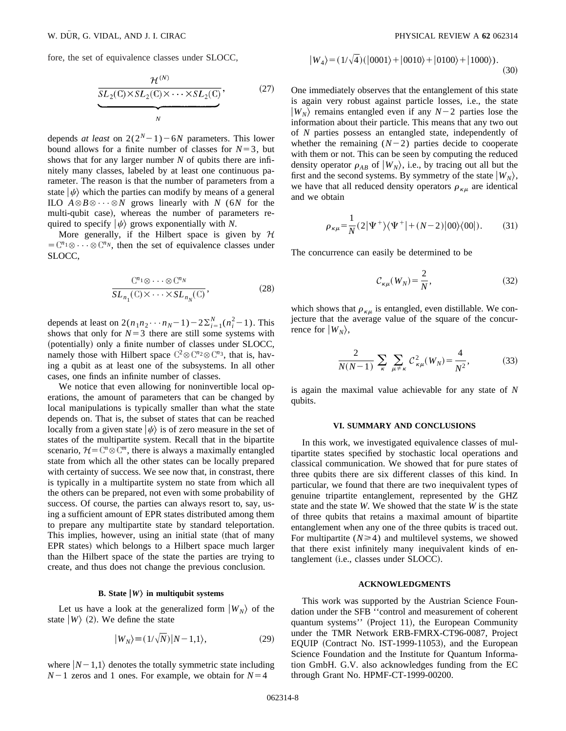fore, the set of equivalence classes under SLOCC,

$$\frac{\mathcal{H}^{(N)}}{\underbrace{SL_2(\mathbb{C})\times SL_2(\mathbb{C})\times\cdots\times SL_2(\mathbb{C})}_{N}}, \tag{27}$$

depends *at least* on $2(2^N-1)-6N$ parameters. This lower bound allows for a finite number of classes for $N=3$, but shows that for any larger number $N$ of qubits there are infinitely many classes, labeled by at least one continuous parameter. The reason is that the number of parameters from a state $|\psi\rangle$ which the parties can modify by means of a general ILO $A\otimes B\otimes\cdots\otimes N$ grows linearly with $N$ ($6N$ for the multi-qubit case), whereas the number of parameters required to specify $|\psi\rangle$ grows exponentially with $N$.

More generally, if the Hilbert space is given by $\mathcal{H}=\mathbb{C}^{n_1}\otimes\cdots\otimes\mathbb{C}^{n_N}$, then the set of equivalence classes under SLOCC,

$$\frac{\mathbb{C}^{n_1}\otimes\cdots\otimes\mathbb{C}^{n_N}}{SL_{n_1}(\mathbb{C})\times\cdots\times SL_{n_N}(\mathbb{C})}, \tag{28}$$

depends at least on $2(n_1n_2\cdots n_N-1)-2\sum_{i=1}^{N}(n_i^2-1)$. This shows that only for $N=3$ there are still some systems with (potentially) only a finite number of classes under SLOCC, namely those with Hilbert space $\mathbb{C}^2\otimes\mathbb{C}^{n_2}\otimes\mathbb{C}^{n_3}$, that is, having a qubit as at least one of the subsystems. In all other cases, one finds an infinite number of classes.

We notice that even allowing for noninvertible local operations, the amount of parameters that can be changed by local manipulations is typically smaller than what the state depends on. That is, the subset of states that can be reached locally from a given state $|\psi\rangle$ is of zero measure in the set of states of the multipartite system. Recall that in the bipartite scenario, $\mathcal{H}=\mathbb{C}^n\otimes\mathbb{C}^m$, there is always a maximally entangled state from which all the other states can be locally prepared with certainty of success. We see now that, in constrast, there is typically in a multipartite system no state from which all the others can be prepared, not even with some probability of success. Of course, the parties can always resort to, say, using a sufficient amount of EPR states distributed among them to prepare any multipartite system by standard teleportation. This implies, however, using an initial state (that of many EPR states) which belongs to a Hilbert space much larger than the Hilbert space of the state the parties are trying to create, and thus does not change the previous conclusion.

### B. State $|W\rangle$ in multiqubit systems

Let us have a look at the generalized form $|W_N\rangle$ of the state $|W\rangle$ (2). We define the state

$$|W_N\rangle\equiv(1/\sqrt{N})|N-1,1\rangle, \tag{29}$$

where $|N-1,1\rangle$ denotes the totally symmetric state including $N-1$ zeros and 1 ones. For example, we obtain for $N=4$

$$|W_4\rangle=(1/\sqrt{4})(|0001\rangle+|0010\rangle+|0100\rangle+|1000\rangle). \tag{30}$$

One immediately observes that the entanglement of this state is again very robust against particle losses, i.e., the state $|W_N\rangle$ remains entangled even if any $N-2$ parties lose the information about their particle. This means that any two out of $N$ parties possess an entangled state, independently of whether the remaining $(N-2)$ parties decide to cooperate with them or not. This can be seen by computing the reduced density operator $\rho_{AB}$ of $|W_N\rangle$, i.e., by tracing out all but the first and the second systems. By symmetry of the state $|W_N\rangle$, we have that all reduced density operators $\rho_{\kappa\mu}$ are identical and we obtain

$$\rho_{\kappa\mu}=\frac{1}{N}(2|\Psi^+\rangle\langle\Psi^+|+(N-2)|00\rangle\langle 00|). \tag{31}$$

The concurrence can easily be determined to be

$$\mathcal{C}_{\kappa\mu}(W_N)=\frac{2}{N}, \tag{32}$$

which shows that $\rho_{\kappa\mu}$ is entangled, even distillable. We conjecture that the average value of the square of the concurrence for $|W_N\rangle$,

$$\frac{2}{N(N-1)}\sum_{\kappa}\sum_{\mu\neq\kappa}\mathcal{C}^2_{\kappa\mu}(W_N)=\frac{4}{N^2}, \tag{33}$$

is again the maximal value achievable for any state of $N$ qubits.

## VI. SUMMARY AND CONCLUSIONS

In this work, we investigated equivalence classes of multipartite states specified by stochastic local operations and classical communication. We showed that for pure states of three qubits there are six different classes of this kind. In particular, we found that there are two inequivalent types of genuine tripartite entanglement, represented by the GHZ state and the state *W*. We showed that the state *W* is the state of three qubits that retains a maximal amount of bipartite entanglement when any one of the three qubits is traced out. For multipartite ($N\geq 4$) and multilevel systems, we showed that there exist infinitely many inequivalent kinds of entanglement (i.e., classes under SLOCC).

## ACKNOWLEDGMENTS

This work was supported by the Austrian Science Foundation under the SFB ''control and measurement of coherent quantum systems'' (Project 11), the European Community under the TMR Network ERB-FMRX-CT96-0087, Project EQUIP (Contract No. IST-1999-11053), and the European Science Foundation and the Institute for Quantum Information GmbH. G.V. also acknowledges funding from the EC through Grant No. HPMF-CT-1999-00200.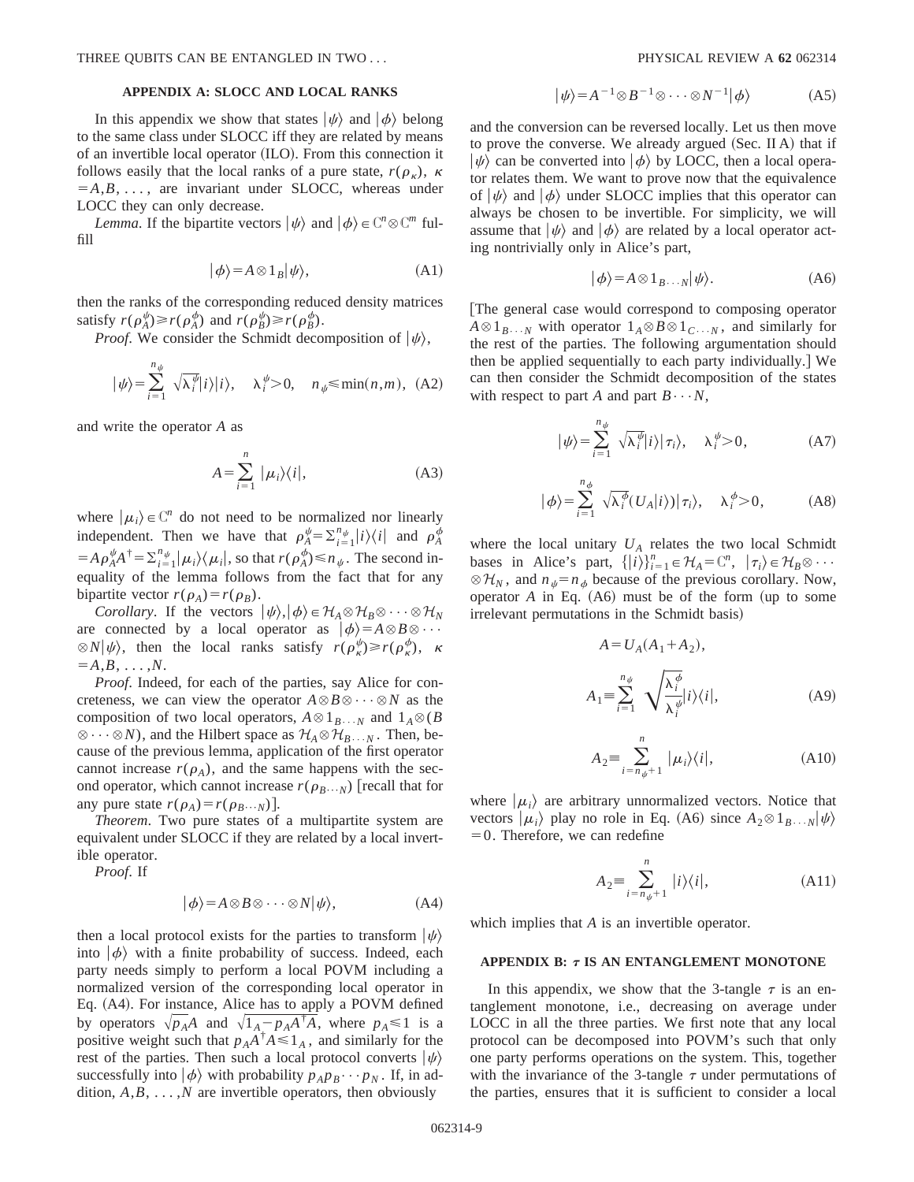## APPENDIX A: SLOCC AND LOCAL RANKS

In this appendix we show that states $|\psi\rangle$ and $|\phi\rangle$ belong to the same class under SLOCC iff they are related by means of an invertible local operator (ILO). From this connection it follows easily that the local ranks of a pure state, $r(\rho_\kappa)$, $\kappa = A,B,\ldots$, are invariant under SLOCC, whereas under LOCC they can only decrease.

*Lemma*. If the bipartite vectors $|\psi\rangle$ and $|\phi\rangle \in \mathbb{C}^n \otimes \mathbb{C}^m$ fulfill

$$|\phi\rangle = A \otimes 1_B |\psi\rangle, \tag{A1}$$

then the ranks of the corresponding reduced density matrices satisfy $r(\rho_A^\psi) \geq r(\rho_A^\phi)$ and $r(\rho_B^\psi) \geq r(\rho_B^\phi)$.

*Proof*. We consider the Schmidt decomposition of $|\psi\rangle$,

$$|\psi\rangle = \sum_{i=1}^{n_\psi} \sqrt{\lambda_i^\psi} |i\rangle|i\rangle, \quad \lambda_i^\psi > 0, \quad n_\psi \leq \min(n,m), \tag{A2}$$

and write the operator $A$ as

$$A = \sum_{i=1}^{n} |\mu_i\rangle\langle i|, \tag{A3}$$

where $|\mu_i\rangle \in \mathbb{C}^n$ do not need to be normalized nor linearly independent. Then we have that $\rho_A^\psi = \sum_{i=1}^{n_\psi} |i\rangle\langle i|$ and $\rho_A^\phi = A \rho_A^\psi A^\dagger = \sum_{i=1}^{n_\psi} |\mu_i\rangle\langle \mu_i|$, so that $r(\rho_A^\phi) \leq n_\psi$. The second inequality of the lemma follows from the fact that for any bipartite vector $r(\rho_A) = r(\rho_B)$.

*Corollary*. If the vectors $|\psi\rangle, |\phi\rangle \in \mathcal{H}_A \otimes \mathcal{H}_B \otimes \cdots \otimes \mathcal{H}_N$ are connected by a local operator as $|\phi\rangle = A \otimes B \otimes \cdots \otimes N |\psi\rangle$, then the local ranks satisfy $r(\rho_\kappa^\psi) \geq r(\rho_\kappa^\phi)$, $\kappa = A,B,\ldots,N$.

*Proof*. Indeed, for each of the parties, say Alice for concreteness, we can view the operator $A \otimes B \otimes \cdots \otimes N$ as the composition of two local operators, $A \otimes 1_{B\cdots N}$ and $1_A \otimes (B \otimes \cdots \otimes N)$, and the Hilbert space as $\mathcal{H}_A \otimes \mathcal{H}_{B\cdots N}$. Then, because of the previous lemma, application of the first operator cannot increase $r(\rho_A)$, and the same happens with the second operator, which cannot increase $r(\rho_{B\cdots N})$ [recall that for any pure state $r(\rho_A) = r(\rho_{B\cdots N})$].

*Theorem*. Two pure states of a multipartite system are equivalent under SLOCC if they are related by a local invertible operator.

*Proof*. If

$$|\phi\rangle = A \otimes B \otimes \cdots \otimes N |\psi\rangle, \tag{A4}$$

then a local protocol exists for the parties to transform $|\psi\rangle$ into $|\phi\rangle$ with a finite probability of success. Indeed, each party needs simply to perform a local POVM including a normalized version of the corresponding local operator in Eq. (A4). For instance, Alice has to apply a POVM defined by operators $\sqrt{p_A} A$ and $\sqrt{1_A - p_A A^\dagger A}$, where $p_A \leq 1$ is a positive weight such that $p_A A^\dagger A \leq 1_A$, and similarly for the rest of the parties. Then such a local protocol converts $|\psi\rangle$ successfully into $|\phi\rangle$ with probability $p_A p_B \cdots p_N$. If, in addition, $A,B,\ldots,N$ are invertible operators, then obviously

$$|\psi\rangle = A^{-1} \otimes B^{-1} \otimes \cdots \otimes N^{-1} |\phi\rangle \tag{A5}$$

and the conversion can be reversed locally. Let us then move to prove the converse. We already argued (Sec. II A) that if $|\psi\rangle$ can be converted into $|\phi\rangle$ by LOCC, then a local operator relates them. We want to prove now that the equivalence of $|\psi\rangle$ and $|\phi\rangle$ under SLOCC implies that this operator can always be chosen to be invertible. For simplicity, we will assume that $|\psi\rangle$ and $|\phi\rangle$ are related by a local operator acting nontrivially only in Alice's part,

$$|\phi\rangle = A \otimes 1_{B\cdots N} |\psi\rangle. \tag{A6}$$

[The general case would correspond to composing operator $A \otimes 1_{B\cdots N}$ with operator $1_A \otimes B \otimes 1_{C\cdots N}$, and similarly for the rest of the parties. The following argumentation should then be applied sequentially to each party individually.] We can then consider the Schmidt decomposition of the states with respect to part $A$ and part $B\cdots N$,

$$|\psi\rangle = \sum_{i=1}^{n_\psi} \sqrt{\lambda_i^\psi} |i\rangle|\tau_i\rangle, \quad \lambda_i^\psi > 0, \tag{A7}$$

$$|\phi\rangle = \sum_{i=1}^{n_\phi} \sqrt{\lambda_i^\phi} (U_A|i\rangle)|\tau_i\rangle, \quad \lambda_i^\phi > 0, \tag{A8}$$

where the local unitary $U_A$ relates the two local Schmidt bases in Alice's part, $\{|i\rangle\}_{i=1}^n \in \mathcal{H}_A = \mathbb{C}^n$, $|\tau_i\rangle \in \mathcal{H}_B \otimes \cdots \otimes \mathcal{H}_N$, and $n_\psi = n_\phi$ because of the previous corollary. Now, operator $A$ in Eq. (A6) must be of the form (up to some irrelevant permutations in the Schmidt basis)

$$A = U_A(A_1 + A_2),$$

$$A_1 \equiv \sum_{i=1}^{n_\psi} \sqrt{\frac{\lambda_i^\phi}{\lambda_i^\psi}} |i\rangle\langle i|, \tag{A9}$$

$$A_2 \equiv \sum_{i=n_\psi+1}^{n} |\mu_i\rangle\langle i|, \tag{A10}$$

where $|\mu_i\rangle$ are arbitrary unnormalized vectors. Notice that vectors $|\mu_i\rangle$ play no role in Eq. (A6) since $A_2 \otimes 1_{B\cdots N}|\psi\rangle = 0$. Therefore, we can redefine

$$A_2 \equiv \sum_{i=n_\psi+1}^{n} |i\rangle\langle i|, \tag{A11}$$

which implies that $A$ is an invertible operator.

## APPENDIX B: $\tau$ IS AN ENTANGLEMENT MONOTONE

In this appendix, we show that the 3-tangle $\tau$ is an entanglement monotone, i.e., decreasing on average under LOCC in all the three parties. We first note that any local protocol can be decomposed into POVM's such that only one party performs operations on the system. This, together with the invariance of the 3-tangle $\tau$ under permutations of the parties, ensures that it is sufficient to consider a local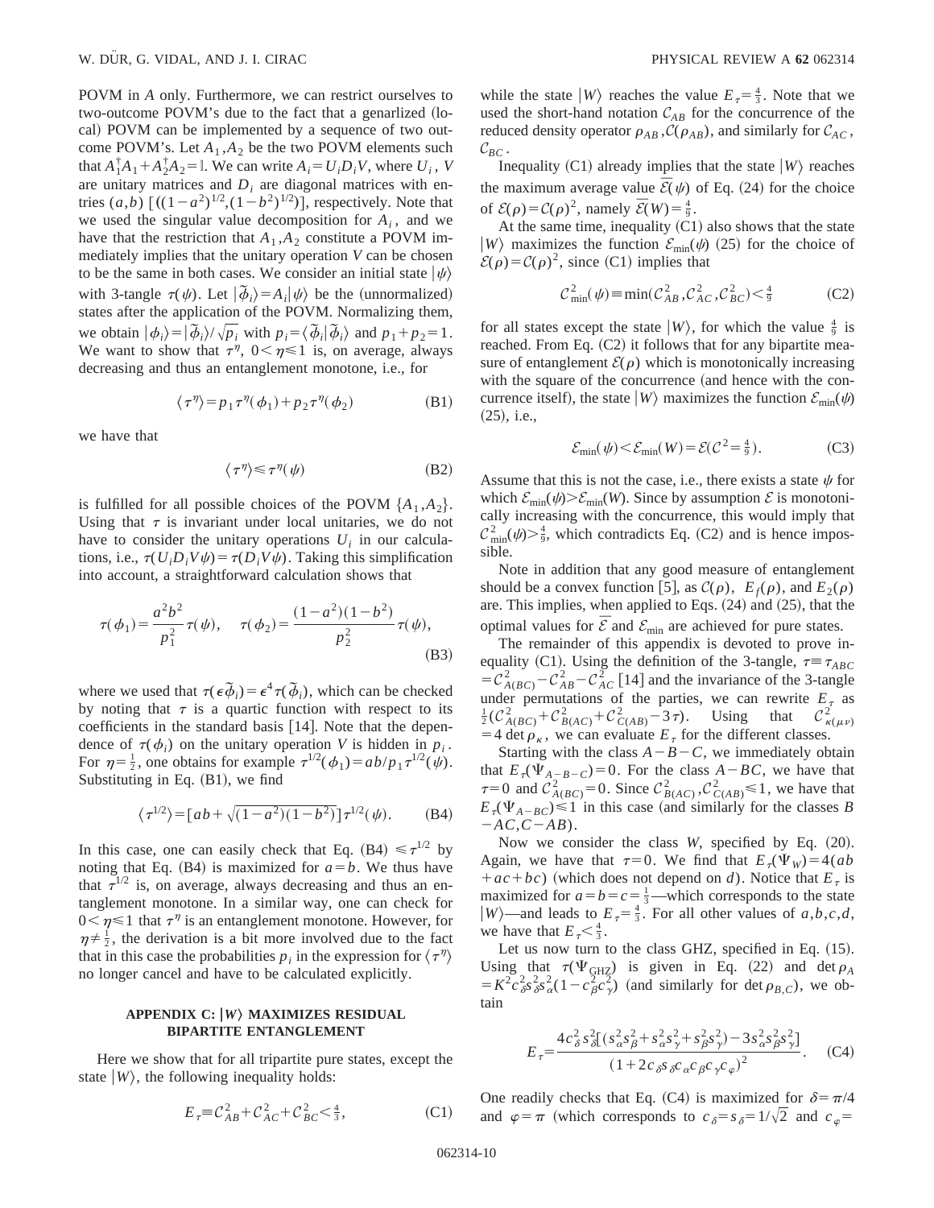POVM in $A$ only. Furthermore, we can restrict ourselves to two-outcome POVM's due to the fact that a genarlized (local) POVM can be implemented by a sequence of two outcome POVM's. Let $A_1, A_2$ be the two POVM elements such that $A_1^\dagger A_1 + A_2^\dagger A_2 = \mathbb{1}$. We can write $A_i = U_i D_i V$, where $U_i$, $V$ are unitary matrices and $D_i$ are diagonal matrices with entries $(a,b)$ $[((1-a^2)^{1/2},(1-b^2)^{1/2})]$, respectively. Note that we used the singular value decomposition for $A_i$, and we have that the restriction that $A_1, A_2$ constitute a POVM immediately implies that the unitary operation $V$ can be chosen to be the same in both cases. We consider an initial state $|\psi\rangle$ with 3-tangle $\tau(\psi)$. Let $|\tilde{\phi}_i\rangle = A_i|\psi\rangle$ be the (unnormalized) states after the application of the POVM. Normalizing them, we obtain $|\phi_i\rangle = |\tilde{\phi}_i\rangle/\sqrt{p_i}$ with $p_i = \langle \tilde{\phi}_i|\tilde{\phi}_i\rangle$ and $p_1 + p_2 = 1$. We want to show that $\tau^\eta$, $0<\eta\leq 1$ is, on average, always decreasing and thus an entanglement monotone, i.e., for

$$\langle \tau^\eta \rangle = p_1 \tau^\eta(\phi_1) + p_2 \tau^\eta(\phi_2) \tag{B1}$$

we have that

$$\langle \tau^\eta \rangle \leq \tau^\eta(\psi) \tag{B2}$$

is fulfilled for all possible choices of the POVM $\{A_1, A_2\}$. Using that $\tau$ is invariant under local unitaries, we do not have to consider the unitary operations $U_i$ in our calculations, i.e., $\tau(U_i D_i V \psi) = \tau(D_i V \psi)$. Taking this simplification into account, a straightforward calculation shows that

$$\tau(\phi_1) = \frac{a^2 b^2}{p_1^2}\tau(\psi), \quad \tau(\phi_2) = \frac{(1-a^2)(1-b^2)}{p_2^2}\tau(\psi), \tag{B3}$$

where we used that $\tau(\epsilon \tilde{\phi}_i) = \epsilon^4 \tau(\tilde{\phi}_i)$, which can be checked by noting that $\tau$ is a quartic function with respect to its coefficients in the standard basis [14]. Note that the dependence of $\tau(\phi_i)$ on the unitary operation $V$ is hidden in $p_i$. For $\eta = \frac{1}{2}$, one obtains for example $\tau^{1/2}(\phi_1) = ab/p_1 \tau^{1/2}(\psi)$. Substituting in Eq. (B1), we find

$$\langle \tau^{1/2} \rangle = [ab + \sqrt{(1-a^2)(1-b^2)}]\tau^{1/2}(\psi). \tag{B4}$$

In this case, one can easily check that Eq. (B4) $\leq \tau^{1/2}$ by noting that Eq. (B4) is maximized for $a=b$. We thus have that $\tau^{1/2}$ is, on average, always decreasing and thus an entanglement monotone. In a similar way, one can check for $0<\eta\leq 1$ that $\tau^\eta$ is an entanglement monotone. However, for $\eta \neq \frac{1}{2}$, the derivation is a bit more involved due to the fact that in this case the probabilities $p_i$ in the expression for $\langle \tau^\eta \rangle$ no longer cancel and have to be calculated explicitly.

### APPENDIX C: $|W\rangle$ MAXIMIZES RESIDUAL BIPARTITE ENTANGLEMENT

Here we show that for all tripartite pure states, except the state $|W\rangle$, the following inequality holds:

$$E_\tau \equiv \mathcal{C}_{AB}^2 + \mathcal{C}_{AC}^2 + \mathcal{C}_{BC}^2 < \tfrac{4}{3}, \tag{C1}$$

while the state $|W\rangle$ reaches the value $E_\tau = \frac{4}{3}$. Note that we used the short-hand notation $\mathcal{C}_{AB}$ for the concurrence of the reduced density operator $\rho_{AB}$, $\mathcal{C}(\rho_{AB})$, and similarly for $\mathcal{C}_{AC}$, $\mathcal{C}_{BC}$.

Inequality (C1) already implies that the state $|W\rangle$ reaches the maximum average value $\bar{\mathcal{E}}(\psi)$ of Eq. (24) for the choice of $\mathcal{E}(\rho) = \mathcal{C}(\rho)^2$, namely $\bar{\mathcal{E}}(W) = \frac{4}{9}$.

At the same time, inequality (C1) also shows that the state $|W\rangle$ maximizes the function $\mathcal{E}_{\min}(\psi)$ (25) for the choice of $\mathcal{E}(\rho) = \mathcal{C}(\rho)^2$, since (C1) implies that

$$\mathcal{C}_{\min}^2(\psi) \equiv \min(\mathcal{C}_{AB}^2, \mathcal{C}_{AC}^2, \mathcal{C}_{BC}^2) < \tfrac{4}{9} \tag{C2}$$

for all states except the state $|W\rangle$, for which the value $\frac{4}{9}$ is reached. From Eq. (C2) it follows that for any bipartite measure of entanglement $\mathcal{E}(\rho)$ which is monotonically increasing with the square of the concurrence (and hence with the concurrence itself), the state $|W\rangle$ maximizes the function $\mathcal{E}_{\min}(\psi)$ (25), i.e.,

$$\mathcal{E}_{\min}(\psi) < \mathcal{E}_{\min}(W) = \mathcal{E}(\mathcal{C}^2 = \tfrac{4}{9}). \tag{C3}$$

Assume that this is not the case, i.e., there exists a state $\psi$ for which $\mathcal{E}_{\min}(\psi) > \mathcal{E}_{\min}(W)$. Since by assumption $\mathcal{E}$ is monotonically increasing with the concurrence, this would imply that $\mathcal{C}_{\min}^2(\psi) > \frac{4}{9}$, which contradicts Eq. (C2) and is hence impossible.

Note in addition that any good measure of entanglement should be a convex function [5], as $\mathcal{C}(\rho)$, $E_f(\rho)$, and $E_2(\rho)$ are. This implies, when applied to Eqs. (24) and (25), that the optimal values for $\bar{\mathcal{E}}$ and $\mathcal{E}_{\min}$ are achieved for pure states.

The remainder of this appendix is devoted to prove inequality (C1). Using the definition of the 3-tangle, $\tau \equiv \tau_{ABC} = \mathcal{C}_{A(BC)}^2 - \mathcal{C}_{AB}^2 - \mathcal{C}_{AC}^2$ [14] and the invariance of the 3-tangle under permutations of the parties, we can rewrite $E_\tau$ as $\frac{1}{2}(\mathcal{C}_{A(BC)}^2 + \mathcal{C}_{B(AC)}^2 + \mathcal{C}_{C(AB)}^2 - 3\tau)$. Using that $\mathcal{C}_{\kappa(\mu\nu)}^2 = 4\det\rho_\kappa$, we can evaluate $E_\tau$ for the different classes.

Starting with the class $A-B-C$, we immediately obtain that $E_\tau(\Psi_{A-B-C}) = 0$. For the class $A-BC$, we have that $\tau = 0$ and $\mathcal{C}_{A(BC)}^2 = 0$. Since $\mathcal{C}_{B(AC)}^2, \mathcal{C}_{C(AB)}^2 \leq 1$, we have that $E_\tau(\Psi_{A-BC}) \leq 1$ in this case (and similarly for the classes $B-AC, C-AB$).

Now we consider the class $W$, specified by Eq. (20). Again, we have that $\tau = 0$. We find that $E_\tau(\Psi_W) = 4(ab + ac + bc)$ (which does not depend on $d$). Notice that $E_\tau$ is maximized for $a=b=c=\frac{1}{3}$—which corresponds to the state $|W\rangle$—and leads to $E_\tau = \frac{4}{3}$. For all other values of $a,b,c,d$, we have that $E_\tau < \frac{4}{3}$.

Let us now turn to the class GHZ, specified in Eq. (15). Using that $\tau(\Psi_{\rm GHZ})$ is given in Eq. (22) and $\det\rho_A = K^2 c_\delta^2 s_\delta^2 s_\alpha^2 (1 - c_\beta^2 c_\gamma^2)$ (and similarly for $\det\rho_{B,C}$), we obtain

$$E_\tau = \frac{4c_\delta^2 s_\delta^2 [(s_\alpha^2 s_\beta^2 + s_\alpha^2 s_\gamma^2 + s_\beta^2 s_\gamma^2) - 3s_\alpha^2 s_\beta^2 s_\gamma^2]}{(1 + 2c_\delta s_\delta c_\alpha c_\beta c_\gamma c_\varphi)^2}. \tag{C4}$$

One readily checks that Eq. (C4) is maximized for $\delta = \pi/4$ and $\varphi = \pi$ (which corresponds to $c_\delta = s_\delta = 1/\sqrt{2}$ and $c_\varphi =$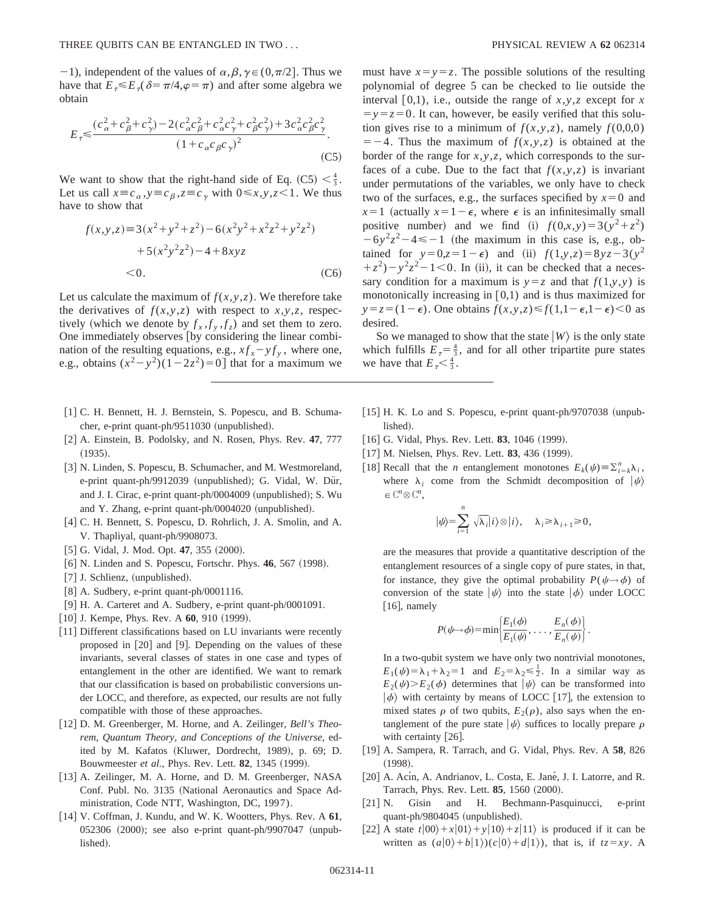−1), independent of the values of $\alpha,\beta,\gamma\in(0,\pi/2]$. Thus we have that $E_\tau \leqslant E_\tau(\delta=\pi/4,\varphi=\pi)$ and after some algebra we obtain

$$E_\tau \leqslant \frac{(c_\alpha^2+c_\beta^2+c_\gamma^2)-2(c_\alpha^2c_\beta^2+c_\alpha^2c_\gamma^2+c_\beta^2c_\gamma^2)+3c_\alpha^2c_\beta^2c_\gamma^2}{(1+c_\alpha c_\beta c_\gamma)^2}. \tag{C5}$$

We want to show that the right-hand side of Eq. (C5) $<\frac{4}{3}$. Let us call $x\equiv c_\alpha, y\equiv c_\beta, z\equiv c_\gamma$ with $0\leqslant x,y,z<1$. We thus have to show that

$$\begin{aligned} f(x,y,z) &\equiv 3(x^2+y^2+z^2)-6(x^2y^2+x^2z^2+y^2z^2) \\ &\quad +5(x^2y^2z^2)-4+8xyz \\ &<0. \end{aligned} \tag{C6}$$

Let us calculate the maximum of $f(x,y,z)$. We therefore take the derivatives of $f(x,y,z)$ with respect to $x,y,z$, respectively (which we denote by $f_x, f_y, f_z$) and set them to zero. One immediately observes [by considering the linear combination of the resulting equations, e.g., $xf_x - yf_y$, where one, e.g., obtains $(x^2-y^2)(1-2z^2)=0$] that for a maximum we must have $x=y=z$. The possible solutions of the resulting polynomial of degree 5 can be checked to lie outside the interval $[0,1)$, i.e., outside the range of $x,y,z$ except for $x=y=z=0$. It can, however, be easily verified that this solution gives rise to a minimum of $f(x,y,z)$, namely $f(0,0,0)=-4$. Thus the maximum of $f(x,y,z)$ is obtained at the border of the range for $x,y,z$, which corresponds to the surfaces of a cube. Due to the fact that $f(x,y,z)$ is invariant under permutations of the variables, we only have to check two of the surfaces, e.g., the surfaces specified by $x=0$ and $x=1$ (actually $x=1-\epsilon$, where $\epsilon$ is an infinitesimally small positive number) and we find (i) $f(0,x,y)=3(y^2+z^2)-6y^2z^2-4\leqslant-1$ (the maximum in this case is, e.g., obtained for $y=0, z=1-\epsilon$) and (ii) $f(1,y,z)=8yz-3(y^2+z^2)-y^2z^2-1<0$. In (ii), it can be checked that a necessary condition for a maximum is $y=z$ and that $f(1,y,y)$ is monotonically increasing in $[0,1)$ and is thus maximized for $y=z=(1-\epsilon)$. One obtains $f(x,y,z)\leqslant f(1,1-\epsilon,1-\epsilon)<0$ as desired.

So we managed to show that the state $|W\rangle$ is the only state which fulfills $E_\tau=\frac{4}{3}$, and for all other tripartite pure states we have that $E_\tau<\frac{4}{3}$.

---

[1] C. H. Bennett, H. J. Bernstein, S. Popescu, and B. Schumacher, e-print quant-ph/9511030 (unpublished).

[2] A. Einstein, B. Podolsky, and N. Rosen, Phys. Rev. **47**, 777 (1935).

[3] N. Linden, S. Popescu, B. Schumacher, and M. Westmoreland, e-print quant-ph/9912039 (unpublished); G. Vidal, W. Dür, and J. I. Cirac, e-print quant-ph/0004009 (unpublished); S. Wu and Y. Zhang, e-print quant-ph/0004020 (unpublished).

[4] C. H. Bennett, S. Popescu, D. Rohrlich, J. A. Smolin, and A. V. Thapliyal, quant-ph/9908073.

[5] G. Vidal, J. Mod. Opt. **47**, 355 (2000).

[6] N. Linden and S. Popescu, Fortschr. Phys. **46**, 567 (1998).

[7] J. Schlienz, (unpublished).

[8] A. Sudbery, e-print quant-ph/0001116.

[9] H. A. Carteret and A. Sudbery, e-print quant-ph/0001091.

[10] J. Kempe, Phys. Rev. A **60**, 910 (1999).

[11] Different classifications based on LU invariants were recently proposed in [20] and [9]. Depending on the values of these invariants, several classes of states in one case and types of entanglement in the other are identified. We want to remark that our classification is based on probabilistic conversions under LOCC, and therefore, as expected, our results are not fully compatible with those of these approaches.

[12] D. M. Greenberger, M. Horne, and A. Zeilinger, *Bell's Theorem, Quantum Theory, and Conceptions of the Universe*, edited by M. Kafatos (Kluwer, Dordrecht, 1989), p. 69; D. Bouwmeester *et al.*, Phys. Rev. Lett. **82**, 1345 (1999).

[13] A. Zeilinger, M. A. Horne, and D. M. Greenberger, NASA Conf. Publ. No. 3135 (National Aeronautics and Space Administration, Code NTT, Washington, DC, 1997).

[14] V. Coffman, J. Kundu, and W. K. Wootters, Phys. Rev. A **61**, 052306 (2000); see also e-print quant-ph/9907047 (unpublished).

[15] H. K. Lo and S. Popescu, e-print quant-ph/9707038 (unpublished).

[16] G. Vidal, Phys. Rev. Lett. **83**, 1046 (1999).

[17] M. Nielsen, Phys. Rev. Lett. **83**, 436 (1999).

[18] Recall that the $n$ entanglement monotones $E_k(\psi)\equiv\sum_{i=k}^n\lambda_i$, where $\lambda_i$ come from the Schmidt decomposition of $|\psi\rangle \in \mathbb{C}^n\otimes\mathbb{C}^n$,

$$|\psi\rangle=\sum_{i=1}^n \sqrt{\lambda_i}|i\rangle\otimes|i\rangle, \quad \lambda_i\geqslant\lambda_{i+1}\geqslant0,$$

are the measures that provide a quantitative description of the entanglement resources of a single copy of pure states, in that, for instance, they give the optimal probability $P(\psi\rightarrow\phi)$ of conversion of the state $|\psi\rangle$ into the state $|\phi\rangle$ under LOCC [16], namely

$$P(\psi\rightarrow\phi)=\min\left\{\frac{E_1(\phi)}{E_1(\psi)},\ldots,\frac{E_n(\phi)}{E_n(\psi)}\right\}.$$

In a two-qubit system we have only two nontrivial monotones, $E_1(\psi)=\lambda_1+\lambda_2=1$ and $E_2=\lambda_2\leqslant\frac{1}{2}$. In a similar way as $E_2(\psi)>E_2(\phi)$ determines that $|\psi\rangle$ can be transformed into $|\phi\rangle$ with certainty by means of LOCC [17], the extension to mixed states $\rho$ of two qubits, $E_2(\rho)$, also says when the entanglement of the pure state $|\psi\rangle$ suffices to locally prepare $\rho$ with certainty [26].

[19] A. Sampera, R. Tarrach, and G. Vidal, Phys. Rev. A **58**, 826 (1998).

[20] A. Acín, A. Andrianov, L. Costa, E. Jané, J. I. Latorre, and R. Tarrach, Phys. Rev. Lett. **85**, 1560 (2000).

[21] N. Gisin and H. Bechmann-Pasquinucci, e-print quant-ph/9804045 (unpublished).

[22] A state $t|00\rangle+x|01\rangle+y|10\rangle+z|11\rangle$ is produced if it can be written as $(a|0\rangle+b|1\rangle)(c|0\rangle+d|1\rangle)$, that is, if $tz=xy$. A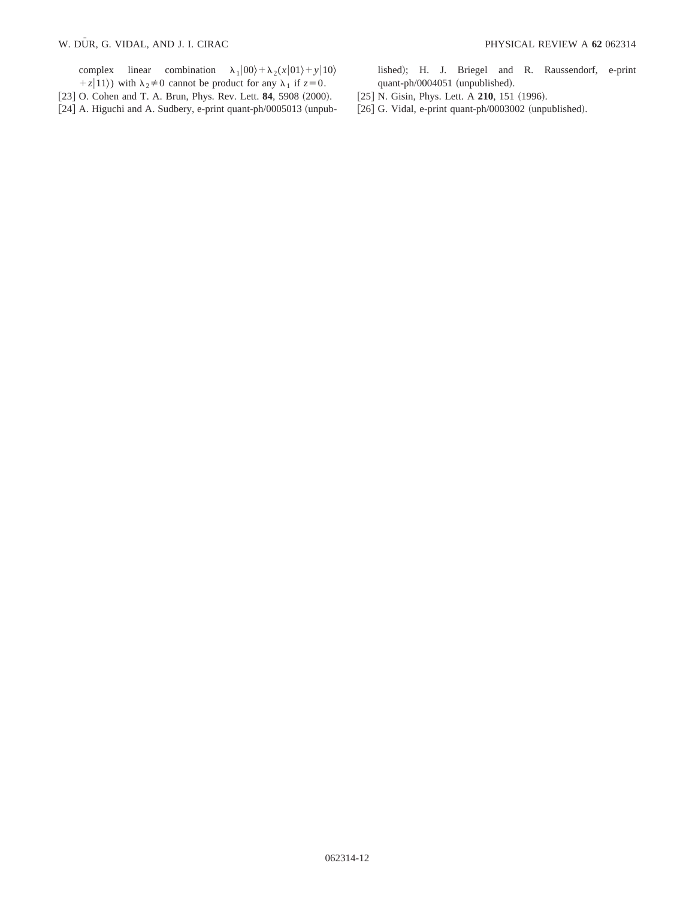complex linear combination $\lambda_1|00\rangle+\lambda_2(x|01\rangle+y|10\rangle+z|11\rangle)$ with $\lambda_2\neq 0$ cannot be product for any $\lambda_1$ if $z=0$.

[23] O. Cohen and T. A. Brun, Phys. Rev. Lett. **84**, 5908 (2000).

[24] A. Higuchi and A. Sudbery, e-print quant-ph/0005013 (unpublished); H. J. Briegel and R. Raussendorf, e-print quant-ph/0004051 (unpublished).

[25] N. Gisin, Phys. Lett. A **210**, 151 (1996).

[26] G. Vidal, e-print quant-ph/0003002 (unpublished).